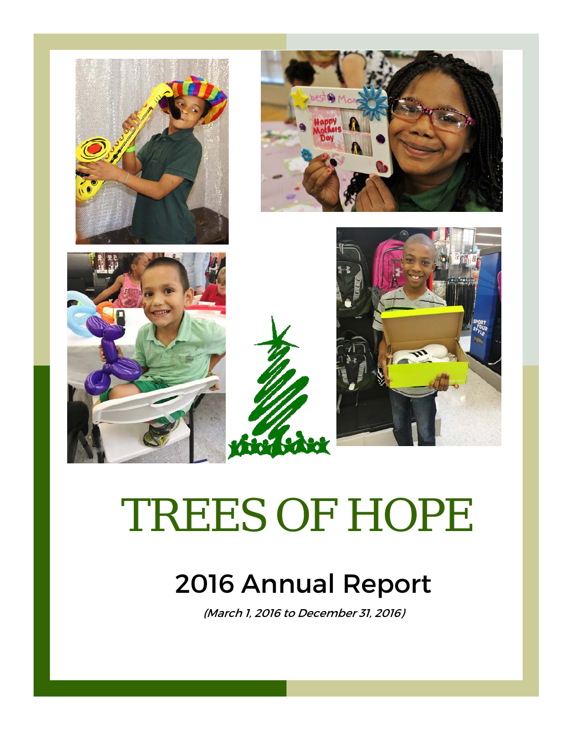# TREES OF HOPE

## 2016 Annual Report

*(March 1, 2016 to December 31, 2016)*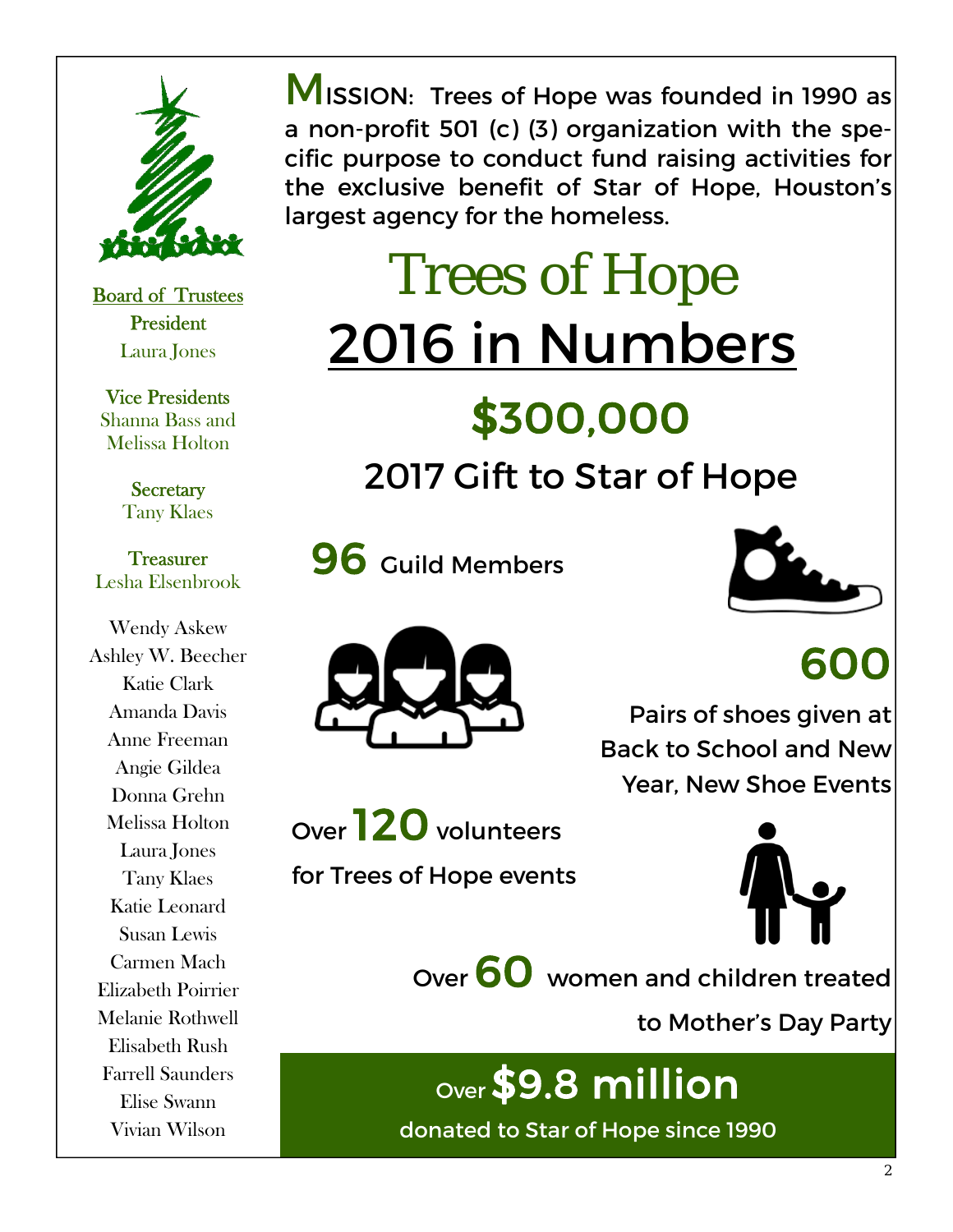**Board of Trustees**

**President**
Laura Jones

**Vice Presidents**
Shanna Bass and
Melissa Holton

**Secretary**
Tany Klaes

**Treasurer**
Lesha Elsenbrook

Wendy Askew
Ashley W. Beecher
Katie Clark
Amanda Davis
Anne Freeman
Angie Gildea
Donna Grehn
Melissa Holton
Laura Jones
Tany Klaes
Katie Leonard
Susan Lewis
Carmen Mach
Elizabeth Poirrier
Melanie Rothwell
Elisabeth Rush
Farrell Saunders
Elise Swann
Vivian Wilson

MISSION: Trees of Hope was founded in 1990 as a non-profit 501 (c) (3) organization with the specific purpose to conduct fund raising activities for the exclusive benefit of Star of Hope, Houston's largest agency for the homeless.

# Trees of Hope

# 2016 in Numbers

## $300,000

2017 Gift to Star of Hope

**96** Guild Members

**600**

Pairs of shoes given at Back to School and New Year, New Shoe Events

Over **120** volunteers for Trees of Hope events

Over **60** women and children treated to Mother's Day Party

Over **$9.8 million**

donated to Star of Hope since 1990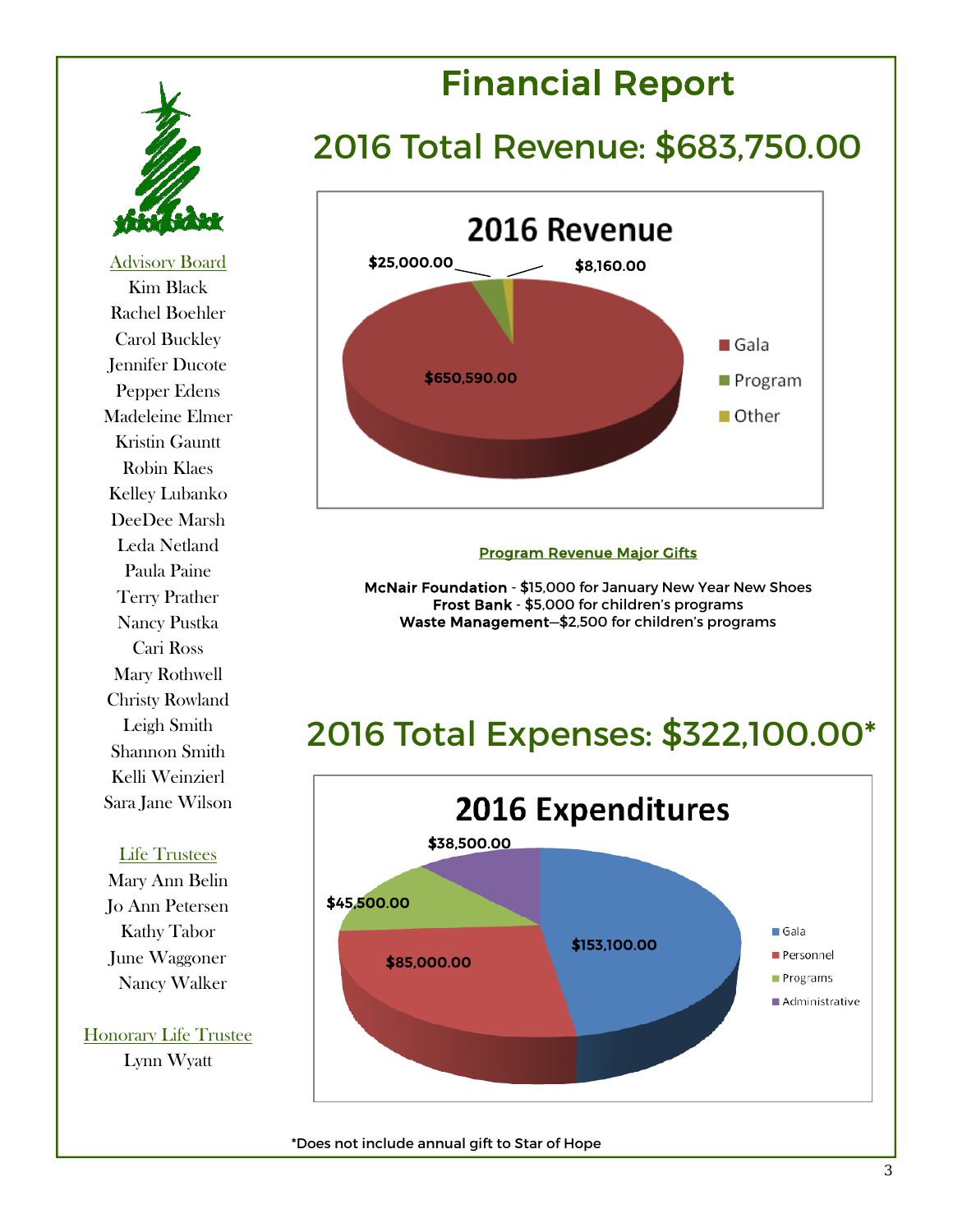**Advisory Board**

Kim Black
Rachel Boehler
Carol Buckley
Jennifer Ducote
Pepper Edens
Madeleine Elmer
Kristin Gauntt
Robin Klaes
Kelley Lubanko
DeeDee Marsh
Leda Netland
Paula Paine
Terry Prather
Nancy Pustka
Cari Ross
Mary Rothwell
Christy Rowland
Leigh Smith
Shannon Smith
Kelli Weinzierl
Sara Jane Wilson

**Life Trustees**

Mary Ann Belin
Jo Ann Petersen
Kathy Tabor
June Waggoner
Nancy Walker

**Honorary Life Trustee**

Lynn Wyatt

# Financial Report

## 2016 Total Revenue: $683,750.00

**2016 Revenue**

| Category | Amount |
|---|---|
| Gala | $650,590.00 |
| Program | $25,000.00 |
| Other | $8,160.00 |

**Program Revenue Major Gifts**

**McNair Foundation** - $15,000 for January New Year New Shoes
**Frost Bank** - $5,000 for children's programs
**Waste Management**—$2,500 for children's programs

## 2016 Total Expenses: $322,100.00*

**2016 Expenditures**

| Category | Amount |
|---|---|
| Gala | $153,100.00 |
| Personnel | $85,000.00 |
| Programs | $45,500.00 |
| Administrative | $38,500.00 |

*Does not include annual gift to Star of Hope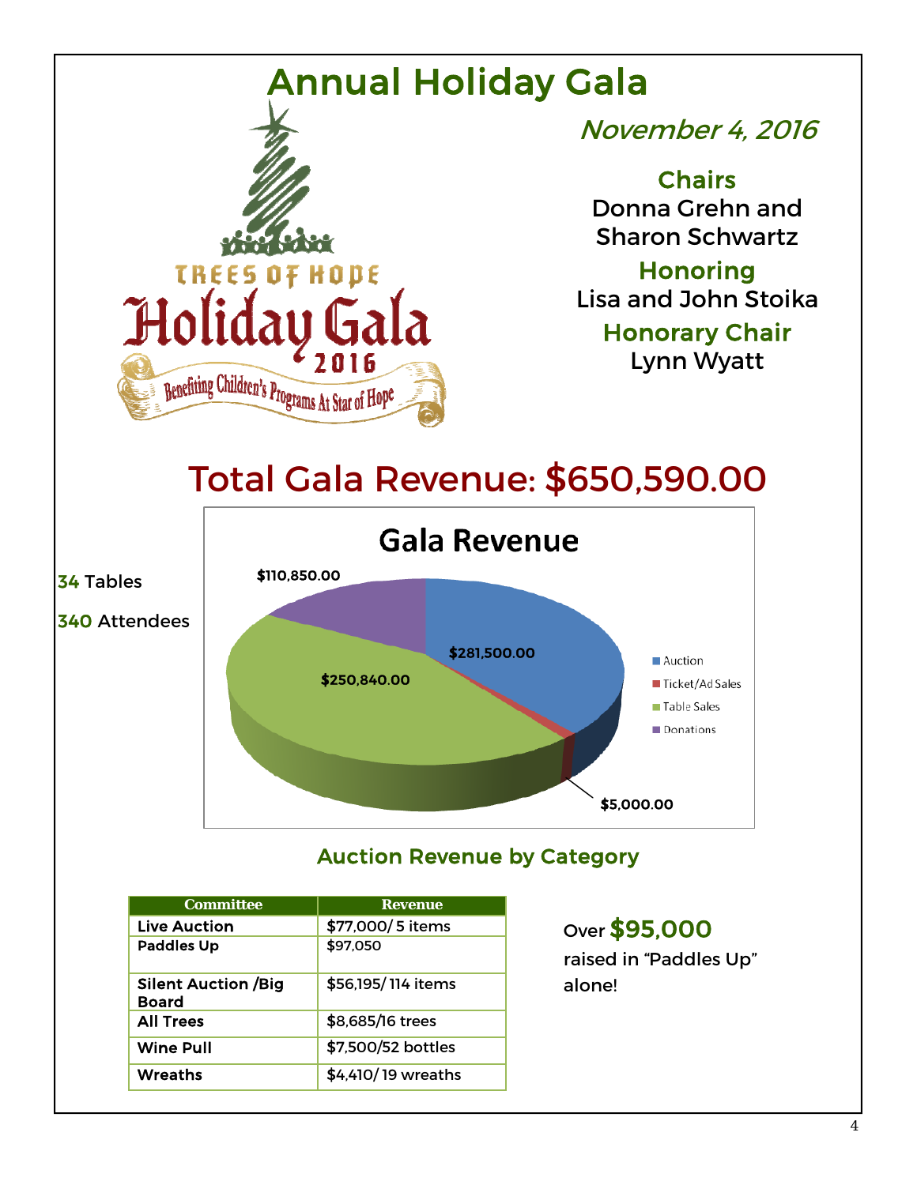# Annual Holiday Gala

TREES OF HOPE
Holiday Gala
2016
Benefiting Children's Programs At Star of Hope

*November 4, 2016*

**Chairs**
Donna Grehn and
Sharon Schwartz

**Honoring**
Lisa and John Stoika

**Honorary Chair**
Lynn Wyatt

## Total Gala Revenue: $650,590.00

**34** Tables

**340** Attendees

### Gala Revenue

| Category | Revenue |
| --- | --- |
| Auction | $281,500.00 |
| Ticket/Ad Sales | $5,000.00 |
| Table Sales | $250,840.00 |
| Donations | $110,850.00 |

### Auction Revenue by Category

| Committee | Revenue |
| --- | --- |
| **Live Auction** | $77,000/ 5 items |
| **Paddles Up** | $97,050 |
| **Silent Auction /Big Board** | $56,195/ 114 items |
| **All Trees** | $8,685/16 trees |
| **Wine Pull** | $7,500/52 bottles |
| **Wreaths** | $4,410/ 19 wreaths |

Over **$95,000** raised in "Paddles Up" alone!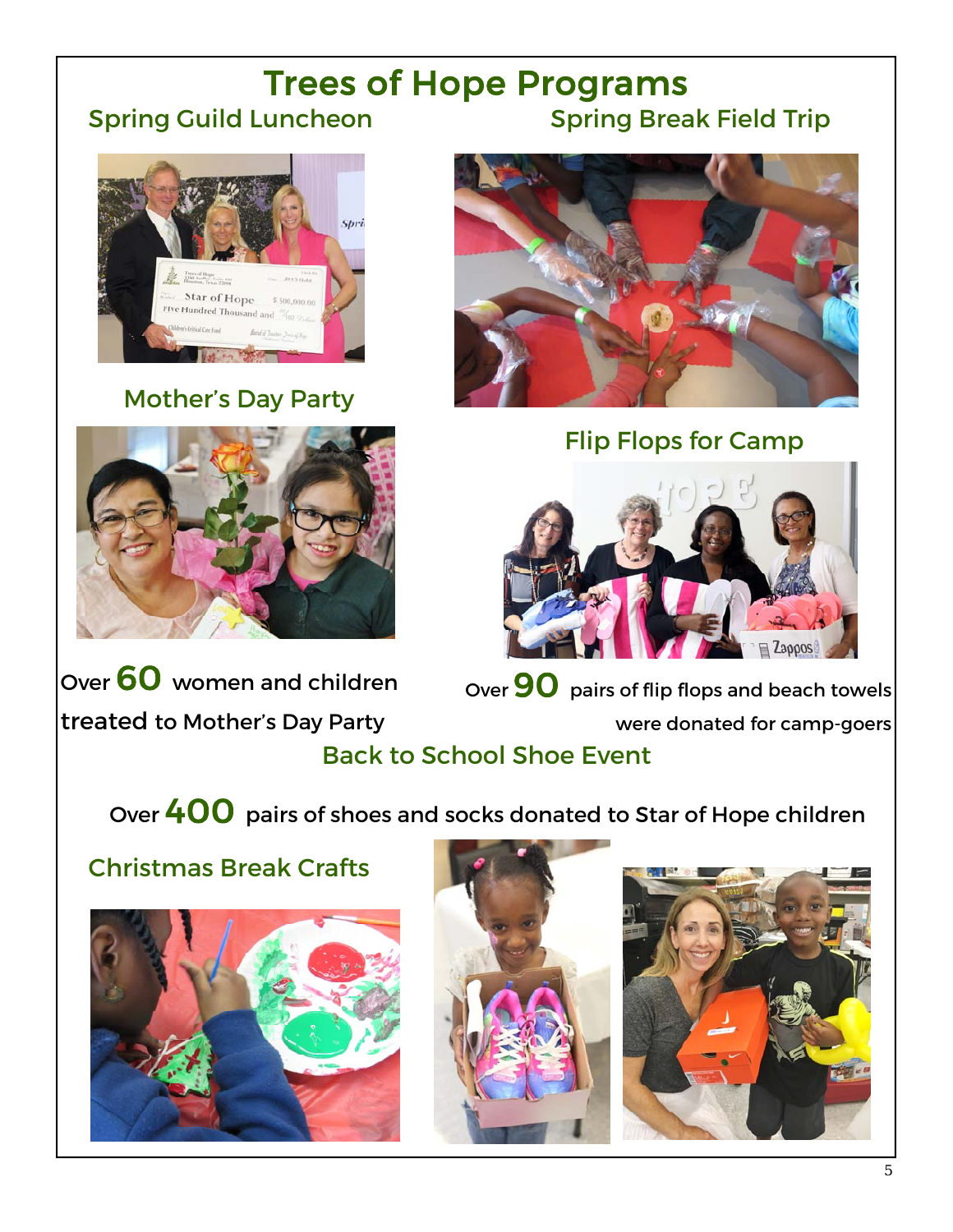# Trees of Hope Programs

## Spring Guild Luncheon

## Mother's Day Party

Over **60** women and children treated to Mother's Day Party

## Spring Break Field Trip

## Flip Flops for Camp

Over **90** pairs of flip flops and beach towels were donated for camp-goers

## Back to School Shoe Event

Over **400** pairs of shoes and socks donated to Star of Hope children

## Christmas Break Crafts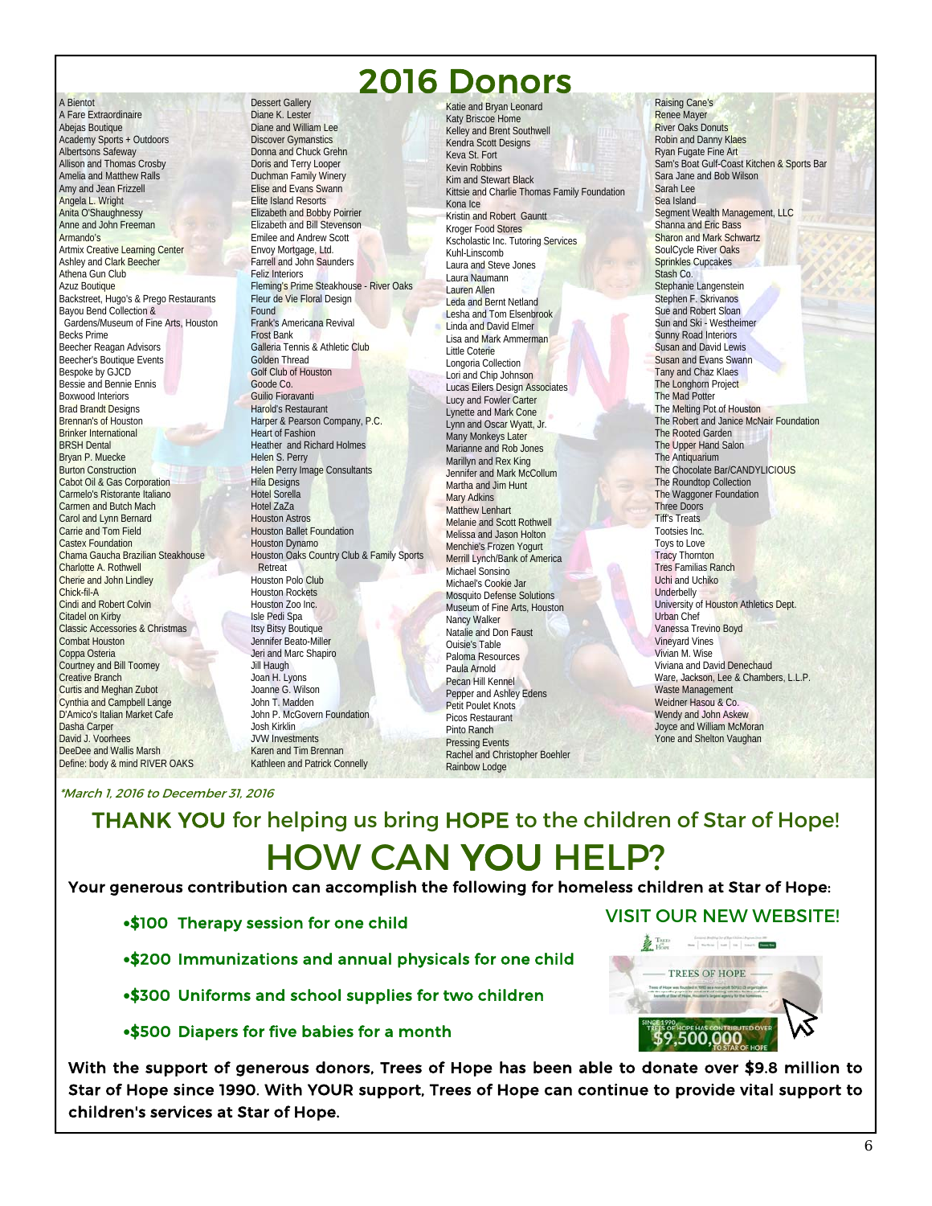# 2016 Donors

A Bientot
A Fare Extraordinaire
Abejas Boutique
Academy Sports + Outdoors
Albertsons Safeway
Allison and Thomas Crosby
Amelia and Matthew Ralls
Amy and Jean Frizzell
Angela L. Wright
Anita O'Shaughnessy
Anne and John Freeman
Armando's
Artmix Creative Learning Center
Ashley and Clark Beecher
Athena Gun Club
Azuz Boutique
Backstreet, Hugo's & Prego Restaurants
Bayou Bend Collection & Gardens/Museum of Fine Arts, Houston
Becks Prime
Beecher Reagan Advisors
Beecher's Boutique Events
Bespoke by GJCD
Bessie and Bennie Ennis
Boxwood Interiors
Brad Brandt Designs
Brennan's of Houston
Brinker International
BRSH Dental
Bryan P. Muecke
Burton Construction
Cabot Oil & Gas Corporation
Carmelo's Ristorante Italiano
Carmen and Butch Mach
Carol and Lynn Bernard
Carrie and Tom Field
Castex Foundation
Chama Gaucha Brazilian Steakhouse
Charlotte A. Rothwell
Cherie and John Lindley
Chick-fil-A
Cindi and Robert Colvin
Citadel on Kirby
Classic Accessories & Christmas
Combat Houston
Coppa Osteria
Courtney and Bill Toomey
Creative Branch
Curtis and Meghan Zubot
Cynthia and Campbell Lange
D'Amico's Italian Market Cafe
Dasha Carper
David J. Voorhees
DeeDee and Wallis Marsh
Define: body & mind RIVER OAKS
Dessert Gallery
Diane K. Lester
Diane and William Lee
Discover Gymnastics
Donna and Chuck Grehn
Doris and Terry Looper
Duchman Family Winery
Elise and Evans Swann
Elite Island Resorts
Elizabeth and Bobby Poirrier
Elizabeth and Bill Stevenson
Emilee and Andrew Scott
Envoy Mortgage, Ltd.
Farrell and John Saunders
Feliz Interiors
Fleming's Prime Steakhouse - River Oaks
Fleur de Vie Floral Design
Found
Frank's Americana Revival
Frost Bank
Galleria Tennis & Athletic Club
Golden Thread
Golf Club of Houston
Goode Co.
Guilio Fioravanti
Harold's Restaurant
Harper & Pearson Company, P.C.
Heart of Fashion
Heather and Richard Holmes
Helen S. Perry
Helen Perry Image Consultants
Hila Designs
Hotel Sorella
Hotel ZaZa
Houston Astros
Houston Ballet Foundation
Houston Dynamo
Houston Oaks Country Club & Family Sports Retreat
Houston Polo Club
Houston Rockets
Houston Zoo Inc.
Isle Pedi Spa
Itsy Bitsy Boutique
Jennifer Beato-Miller
Jeri and Marc Shapiro
Jill Haugh
Joan H. Lyons
Joanne G. Wilson
John T. Madden
John P. McGovern Foundation
Josh Kirklin
JVW Investments
Karen and Tim Brennan
Kathleen and Patrick Connelly
Katie and Bryan Leonard
Katy Briscoe Home
Kelley and Brent Southwell
Kendra Scott Designs
Keva St. Fort
Kevin Robbins
Kim and Stewart Black
Kittsie and Charlie Thomas Family Foundation
Kona Ice
Kristin and Robert Gauntt
Kroger Food Stores
Kscholastic Inc. Tutoring Services
Kuhl-Linscomb
Laura and Steve Jones
Laura Naumann
Lauren Allen
Leda and Bernt Netland
Lesha and Tom Elsenbrook
Linda and David Elmer
Lisa and Mark Ammerman
Little Coterie
Longoria Collection
Lori and Chip Johnson
Lucas Eilers Design Associates
Lucy and Fowler Carter
Lynette and Mark Cone
Lynn and Oscar Wyatt, Jr.
Many Monkeys Later
Marianne and Rob Jones
Marillyn and Rex King
Jennifer and Mark McCollum
Martha and Jim Hunt
Mary Adkins
Matthew Lenhart
Melanie and Scott Rothwell
Melissa and Jason Holton
Menchie's Frozen Yogurt
Merrill Lynch/Bank of America
Michael Sonsino
Michael's Cookie Jar
Mosquito Defense Solutions
Museum of Fine Arts, Houston
Nancy Walker
Natalie and Don Faust
Ouisie's Table
Paloma Resources
Paula Arnold
Pecan Hill Kennel
Pepper and Ashley Edens
Petit Poulet Knots
Picos Restaurant
Pinto Ranch
Pressing Events
Rachel and Christopher Boehler
Rainbow Lodge
Raising Cane's
Renee Mayer
River Oaks Donuts
Robin and Danny Klaes
Ryan Fugate Fine Art
Sam's Boat Gulf-Coast Kitchen & Sports Bar
Sara Jane and Bob Wilson
Sarah Lee
Sea Island
Segment Wealth Management, LLC
Shanna and Eric Bass
Sharon and Mark Schwartz
SoulCycle River Oaks
Sprinkles Cupcakes
Stash Co.
Stephanie Langenstein
Stephen F. Skrivanos
Sue and Robert Sloan
Sun and Ski - Westheimer
Sunny Road Interiors
Susan and David Lewis
Susan and Evans Swann
Tany and Chaz Klaes
The Longhorn Project
The Mad Potter
The Melting Pot of Houston
The Robert and Janice McNair Foundation
The Rooted Garden
The Upper Hand Salon
The Antiquarium
The Chocolate Bar/CANDYLICIOUS
The Roundtop Collection
The Waggoner Foundation
Three Doors
Tiff's Treats
Tootsies Inc.
Toys to Love
Tracy Thornton
Tres Familias Ranch
Uchi and Uchiko
Underbelly
University of Houston Athletics Dept.
Urban Chef
Vanessa Trevino Boyd
Vineyard Vines
Vivian M. Wise
Viviana and David Denechaud
Ware, Jackson, Lee & Chambers, L.L.P.
Waste Management
Weidner Hasou & Co.
Wendy and John Askew
Joyce and William McMoran
Yone and Shelton Vaughan

*March 1, 2016 to December 31, 2016*

## THANK YOU for helping us bring HOPE to the children of Star of Hope!

# HOW CAN YOU HELP?

**Your generous contribution can accomplish the following for homeless children at Star of Hope:**

- **$100 Therapy session for one child**
- **$200 Immunizations and annual physicals for one child**
- **$300 Uniforms and school supplies for two children**
- **$500 Diapers for five babies for a month**

VISIT OUR NEW WEBSITE!

**With the support of generous donors, Trees of Hope has been able to donate over $9.8 million to Star of Hope since 1990. With YOUR support, Trees of Hope can continue to provide vital support to children's services at Star of Hope.**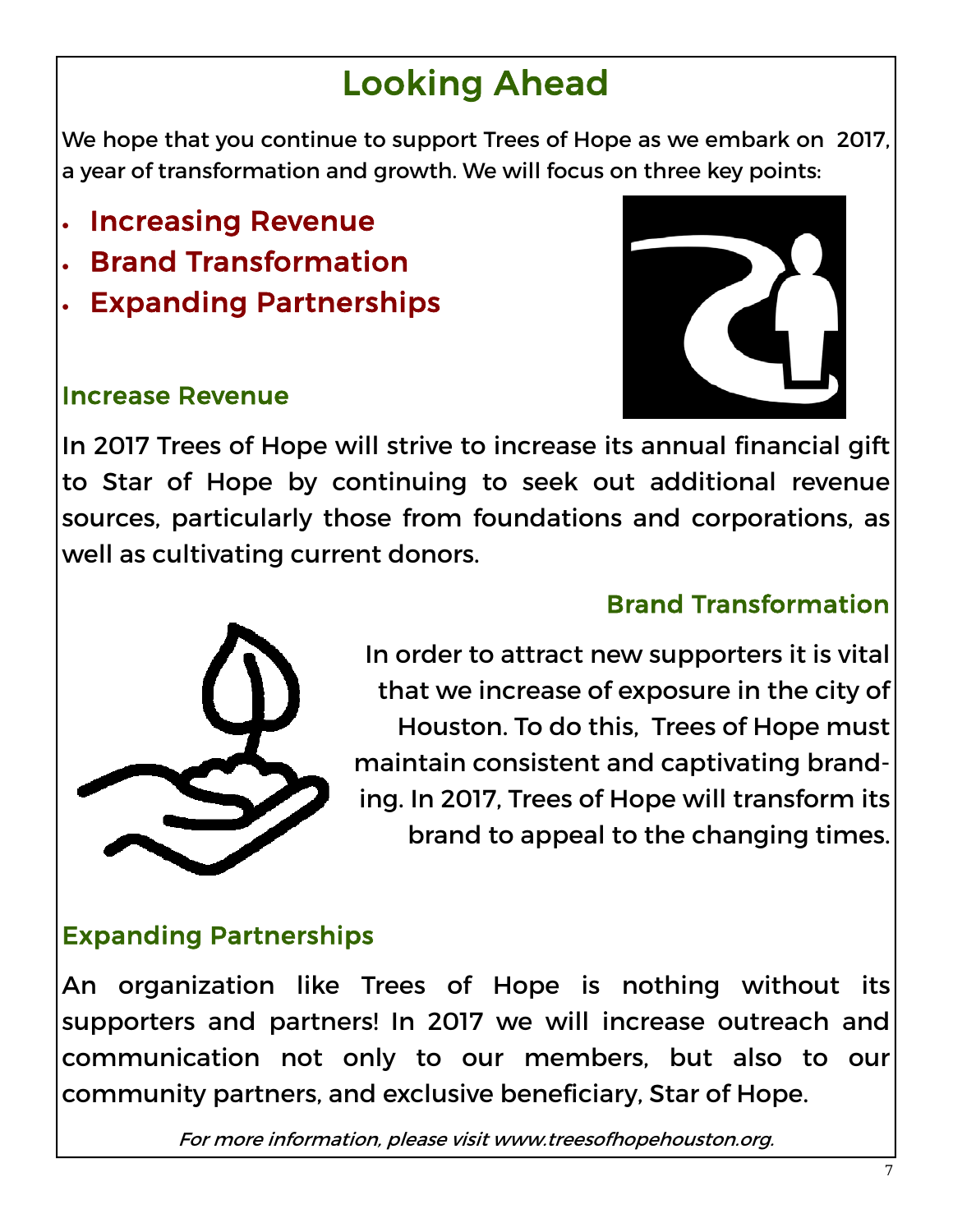# Looking Ahead

We hope that you continue to support Trees of Hope as we embark on 2017, a year of transformation and growth. We will focus on three key points:

- **Increasing Revenue**
- **Brand Transformation**
- **Expanding Partnerships**

## Increase Revenue

In 2017 Trees of Hope will strive to increase its annual financial gift to Star of Hope by continuing to seek out additional revenue sources, particularly those from foundations and corporations, as well as cultivating current donors.

## Brand Transformation

In order to attract new supporters it is vital that we increase of exposure in the city of Houston. To do this, Trees of Hope must maintain consistent and captivating branding. In 2017, Trees of Hope will transform its brand to appeal to the changing times.

## Expanding Partnerships

An organization like Trees of Hope is nothing without its supporters and partners! In 2017 we will increase outreach and communication not only to our members, but also to our community partners, and exclusive beneficiary, Star of Hope.

*For more information, please visit www.treesofhopehouston.org.*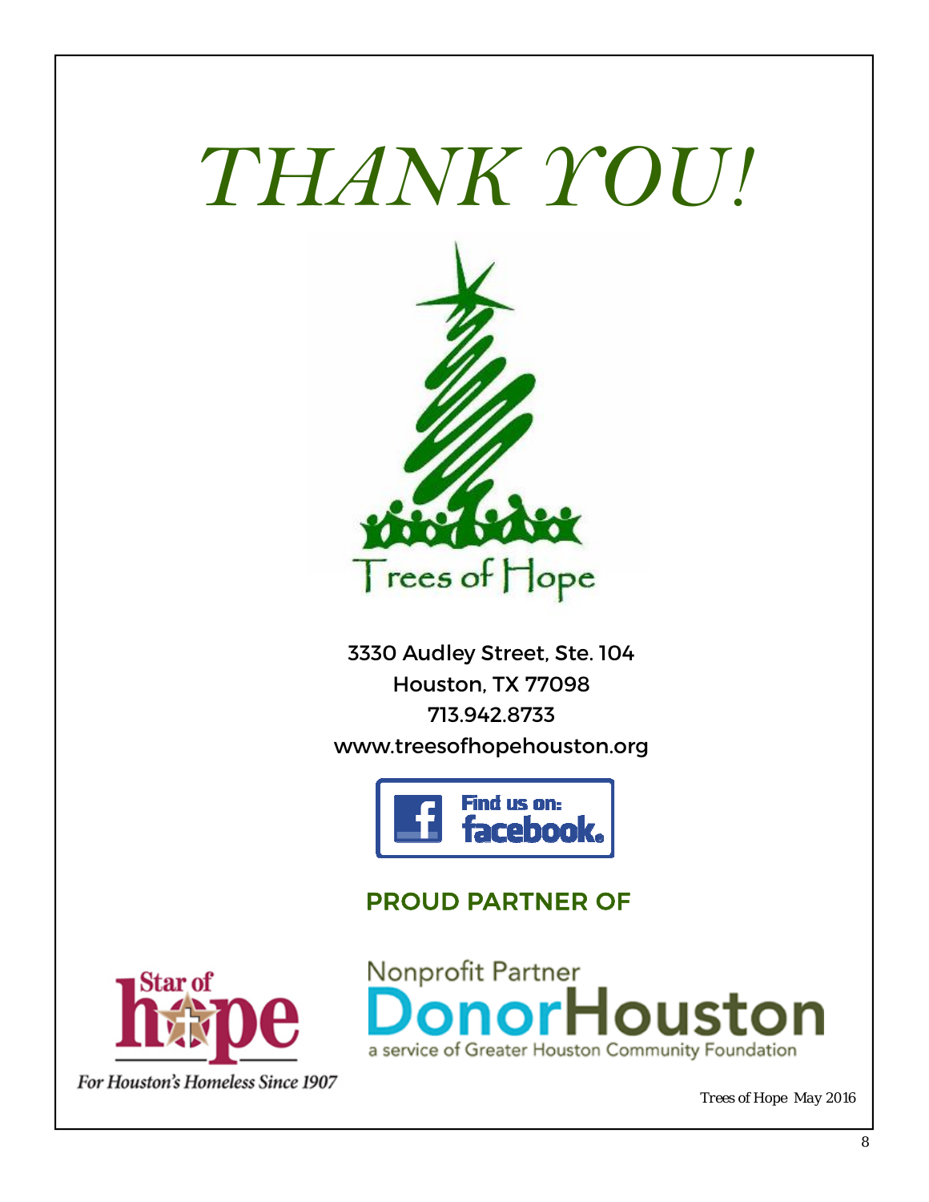# *THANK YOU!*

Trees of Hope

3330 Audley Street, Ste. 104
Houston, TX 77098
713.942.8733
www.treesofhopehouston.org

Find us on: facebook.

## PROUD PARTNER OF

Star of hope
*For Houston's Homeless Since 1907*

Nonprofit Partner
DonorHouston
a service of Greater Houston Community Foundation

*Trees of Hope May 2016*